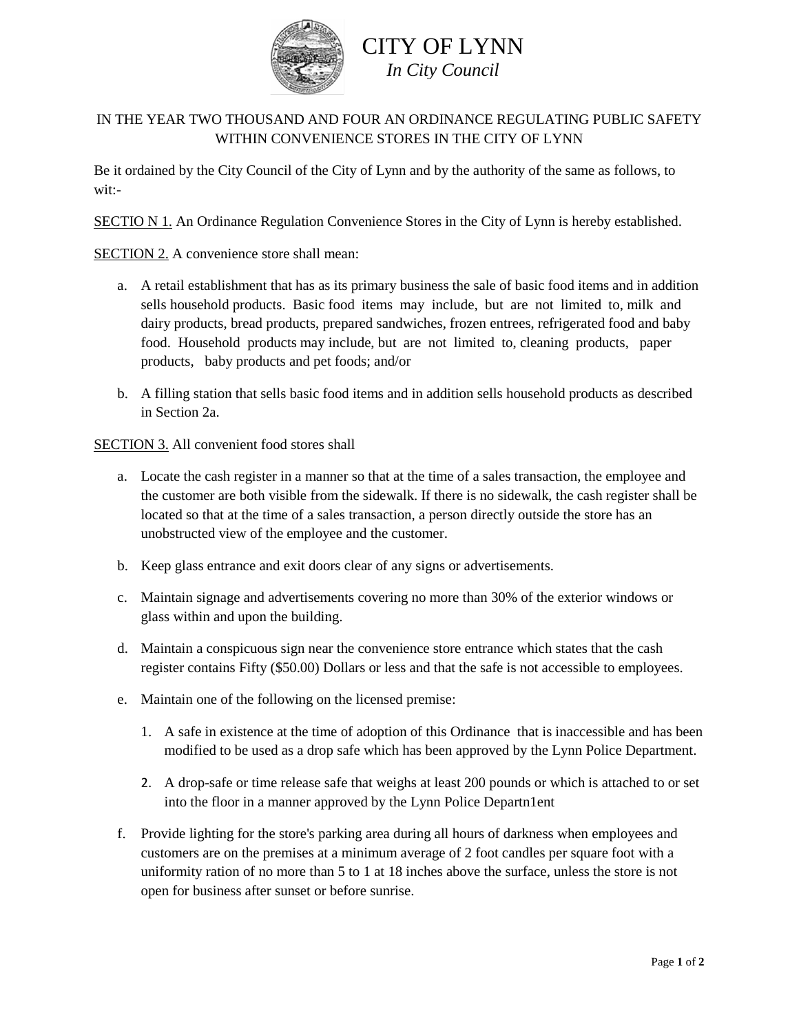# CITY OF LYNN

*In City Council*

IN THE YEAR TWO THOUSAND AND FOUR AN ORDINANCE REGULATING PUBLIC SAFETY WITHIN CONVENIENCE STORES IN THE CITY OF LYNN

Be it ordained by the City Council of the City of Lynn and by the authority of the same as follows, to wit:-

<u>SECTIO N 1.</u> An Ordinance Regulation Convenience Stores in the City of Lynn is hereby established.

<u>SECTION 2.</u> A convenience store shall mean:

a. A retail establishment that has as its primary business the sale of basic food items and in addition sells household products. Basic food items may include, but are not limited to, milk and dairy products, bread products, prepared sandwiches, frozen entrees, refrigerated food and baby food. Household products may include, but are not limited to, cleaning products, paper products, baby products and pet foods; and/or

b. A filling station that sells basic food items and in addition sells household products as described in Section 2a.

<u>SECTION 3.</u> All convenient food stores shall

a. Locate the cash register in a manner so that at the time of a sales transaction, the employee and the customer are both visible from the sidewalk. If there is no sidewalk, the cash register shall be located so that at the time of a sales transaction, a person directly outside the store has an unobstructed view of the employee and the customer.

b. Keep glass entrance and exit doors clear of any signs or advertisements.

c. Maintain signage and advertisements covering no more than 30% of the exterior windows or glass within and upon the building.

d. Maintain a conspicuous sign near the convenience store entrance which states that the cash register contains Fifty ($50.00) Dollars or less and that the safe is not accessible to employees.

e. Maintain one of the following on the licensed premise:

   1. A safe in existence at the time of adoption of this Ordinance that is inaccessible and has been modified to be used as a drop safe which has been approved by the Lynn Police Department.

   2. A drop-safe or time release safe that weighs at least 200 pounds or which is attached to or set into the floor in a manner approved by the Lynn Police Departn1ent

f. Provide lighting for the store's parking area during all hours of darkness when employees and customers are on the premises at a minimum average of 2 foot candles per square foot with a uniformity ration of no more than 5 to 1 at 18 inches above the surface, unless the store is not open for business after sunset or before sunrise.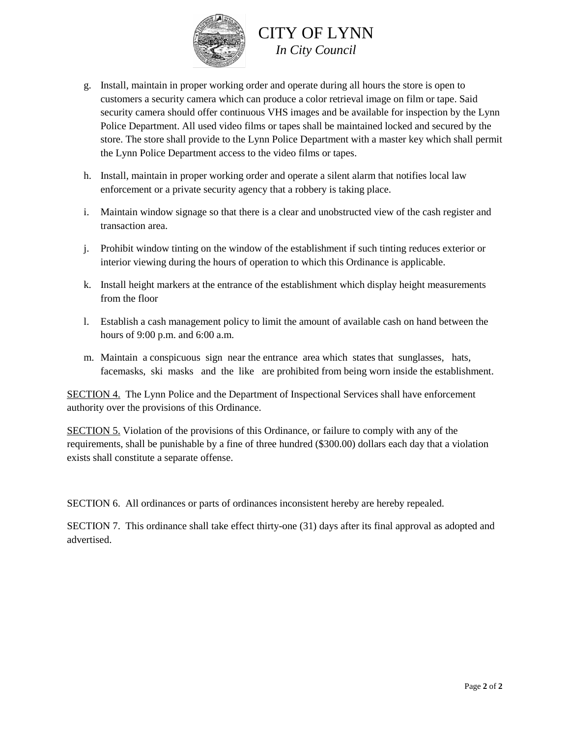g. Install, maintain in proper working order and operate during all hours the store is open to customers a security camera which can produce a color retrieval image on film or tape. Said security camera should offer continuous VHS images and be available for inspection by the Lynn Police Department. All used video films or tapes shall be maintained locked and secured by the store. The store shall provide to the Lynn Police Department with a master key which shall permit the Lynn Police Department access to the video films or tapes.

h. Install, maintain in proper working order and operate a silent alarm that notifies local law enforcement or a private security agency that a robbery is taking place.

i. Maintain window signage so that there is a clear and unobstructed view of the cash register and transaction area.

j. Prohibit window tinting on the window of the establishment if such tinting reduces exterior or interior viewing during the hours of operation to which this Ordinance is applicable.

k. Install height markers at the entrance of the establishment which display height measurements from the floor

l. Establish a cash management policy to limit the amount of available cash on hand between the hours of 9:00 p.m. and 6:00 a.m.

m. Maintain a conspicuous sign near the entrance area which states that sunglasses, hats, facemasks, ski masks and the like are prohibited from being worn inside the establishment.

SECTION 4. The Lynn Police and the Department of Inspectional Services shall have enforcement authority over the provisions of this Ordinance.

SECTION 5. Violation of the provisions of this Ordinance, or failure to comply with any of the requirements, shall be punishable by a fine of three hundred ($300.00) dollars each day that a violation exists shall constitute a separate offense.

SECTION 6. All ordinances or parts of ordinances inconsistent hereby are hereby repealed.

SECTION 7. This ordinance shall take effect thirty-one (31) days after its final approval as adopted and advertised.